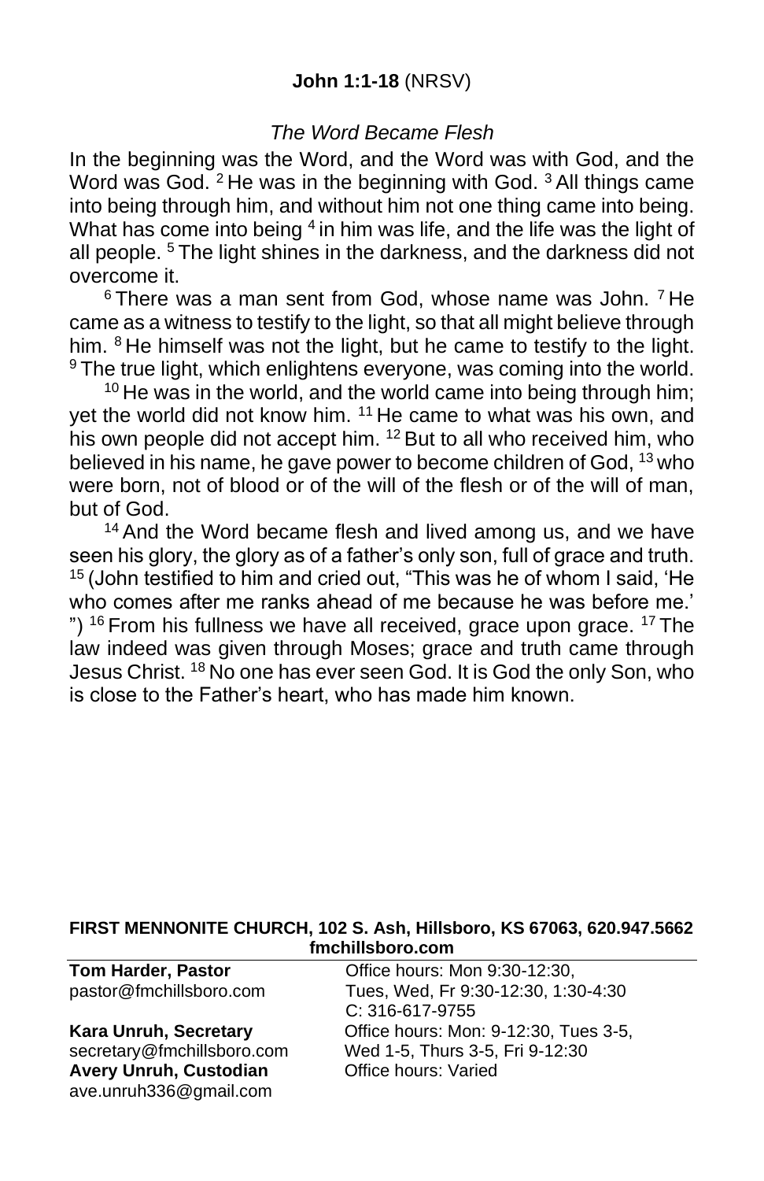**John 1:1-18** (NRSV)

*The Word Became Flesh*

In the beginning was the Word, and the Word was with God, and the Word was God. [2] He was in the beginning with God. [3] All things came into being through him, and without him not one thing came into being. What has come into being [4] in him was life, and the life was the light of all people. [5] The light shines in the darkness, and the darkness did not overcome it.

[6] There was a man sent from God, whose name was John. [7] He came as a witness to testify to the light, so that all might believe through him. [8] He himself was not the light, but he came to testify to the light. [9] The true light, which enlightens everyone, was coming into the world.

[10] He was in the world, and the world came into being through him; yet the world did not know him. [11] He came to what was his own, and his own people did not accept him. [12] But to all who received him, who believed in his name, he gave power to become children of God, [13] who were born, not of blood or of the will of the flesh or of the will of man, but of God.

[14] And the Word became flesh and lived among us, and we have seen his glory, the glory as of a father's only son, full of grace and truth. [15] (John testified to him and cried out, "This was he of whom I said, 'He who comes after me ranks ahead of me because he was before me.' ") [16] From his fullness we have all received, grace upon grace. [17] The law indeed was given through Moses; grace and truth came through Jesus Christ. [18] No one has ever seen God. It is God the only Son, who is close to the Father's heart, who has made him known.

**FIRST MENNONITE CHURCH, 102 S. Ash, Hillsboro, KS 67063, 620.947.5662**
**fmchillsboro.com**

**Tom Harder, Pastor**
pastor@fmchillsboro.com
Office hours: Mon 9:30-12:30, Tues, Wed, Fr 9:30-12:30, 1:30-4:30
C: 316-617-9755

**Kara Unruh, Secretary**
secretary@fmchillsboro.com
Office hours: Mon: 9-12:30, Tues 3-5, Wed 1-5, Thurs 3-5, Fri 9-12:30

**Avery Unruh, Custodian**
ave.unruh336@gmail.com
Office hours: Varied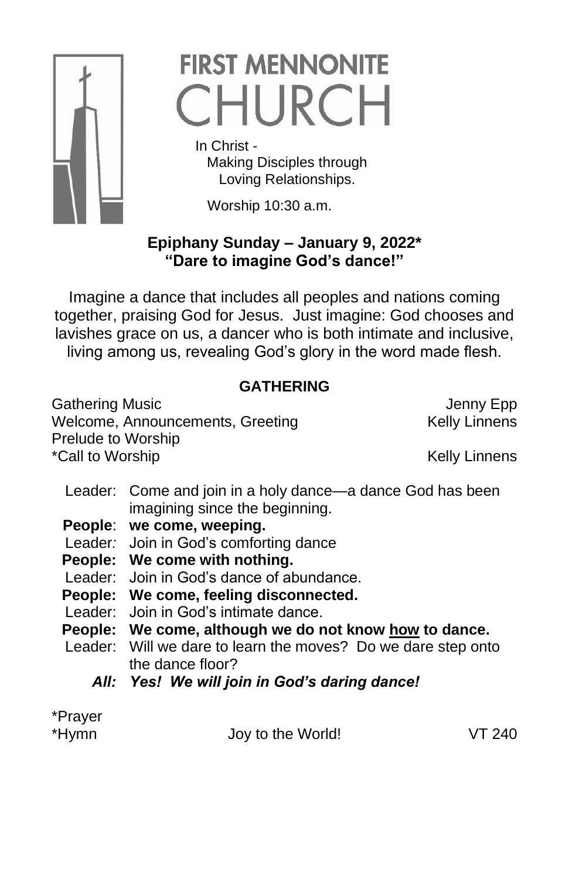# FIRST MENNONITE CHURCH

In Christ -
Making Disciples through
Loving Relationships.

Worship 10:30 a.m.

## Epiphany Sunday – January 9, 2022*
## "Dare to imagine God's dance!"

Imagine a dance that includes all peoples and nations coming together, praising God for Jesus. Just imagine: God chooses and lavishes grace on us, a dancer who is both intimate and inclusive, living among us, revealing God's glory in the word made flesh.

### GATHERING

Gathering Music — Jenny Epp
Welcome, Announcements, Greeting — Kelly Linnens
Prelude to Worship
*Call to Worship — Kelly Linnens

Leader: Come and join in a holy dance—a dance God has been imagining since the beginning.
**People**: **we come, weeping.**
Leader: Join in God's comforting dance
**People: We come with nothing.**
Leader: Join in God's dance of abundance.
**People: We come, feeling disconnected.**
Leader: Join in God's intimate dance.
**People: We come, although we do not know <u>how</u> to dance.**
Leader: Will we dare to learn the moves? Do we dare step onto the dance floor?
***All: Yes! We will join in God's daring dance!***

*Prayer
*Hymn — Joy to the World! — VT 240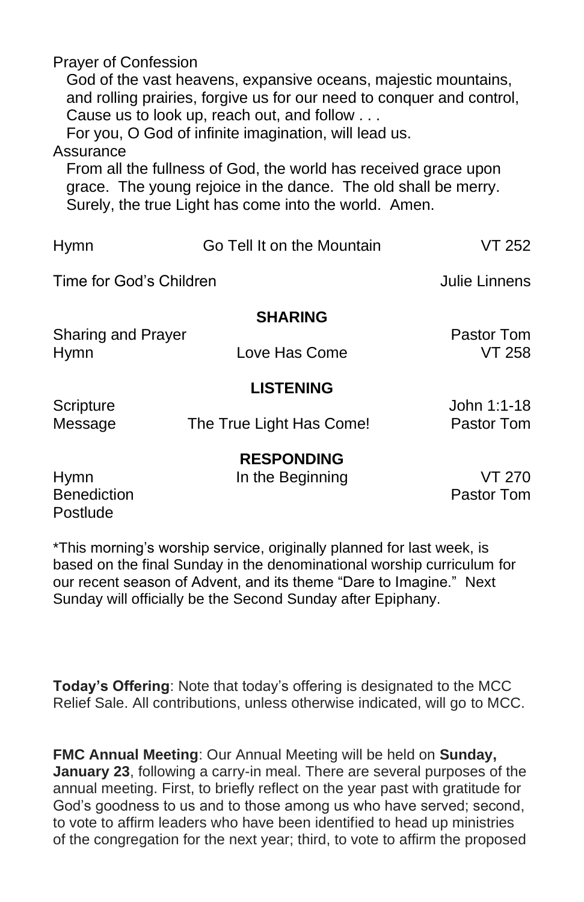Prayer of Confession

God of the vast heavens, expansive oceans, majestic mountains, and rolling prairies, forgive us for our need to conquer and control, Cause us to look up, reach out, and follow . . .
For you, O God of infinite imagination, will lead us.

Assurance

From all the fullness of God, the world has received grace upon grace. The young rejoice in the dance. The old shall be merry. Surely, the true Light has come into the world. Amen.

| | | |
|---|---|---|
| Hymn | Go Tell It on the Mountain | VT 252 |
| Time for God's Children | | Julie Linnens |

**SHARING**

| | | |
|---|---|---|
| Sharing and Prayer | | Pastor Tom |
| Hymn | Love Has Come | VT 258 |

**LISTENING**

| | | |
|---|---|---|
| Scripture | | John 1:1-18 |
| Message | The True Light Has Come! | Pastor Tom |

**RESPONDING**

| | | |
|---|---|---|
| Hymn | In the Beginning | VT 270 |
| Benediction | | Pastor Tom |
| Postlude | | |

*This morning's worship service, originally planned for last week, is based on the final Sunday in the denominational worship curriculum for our recent season of Advent, and its theme "Dare to Imagine." Next Sunday will officially be the Second Sunday after Epiphany.

**Today's Offering**: Note that today's offering is designated to the MCC Relief Sale. All contributions, unless otherwise indicated, will go to MCC.

**FMC Annual Meeting**: Our Annual Meeting will be held on **Sunday, January 23**, following a carry-in meal. There are several purposes of the annual meeting. First, to briefly reflect on the year past with gratitude for God's goodness to us and to those among us who have served; second, to vote to affirm leaders who have been identified to head up ministries of the congregation for the next year; third, to vote to affirm the proposed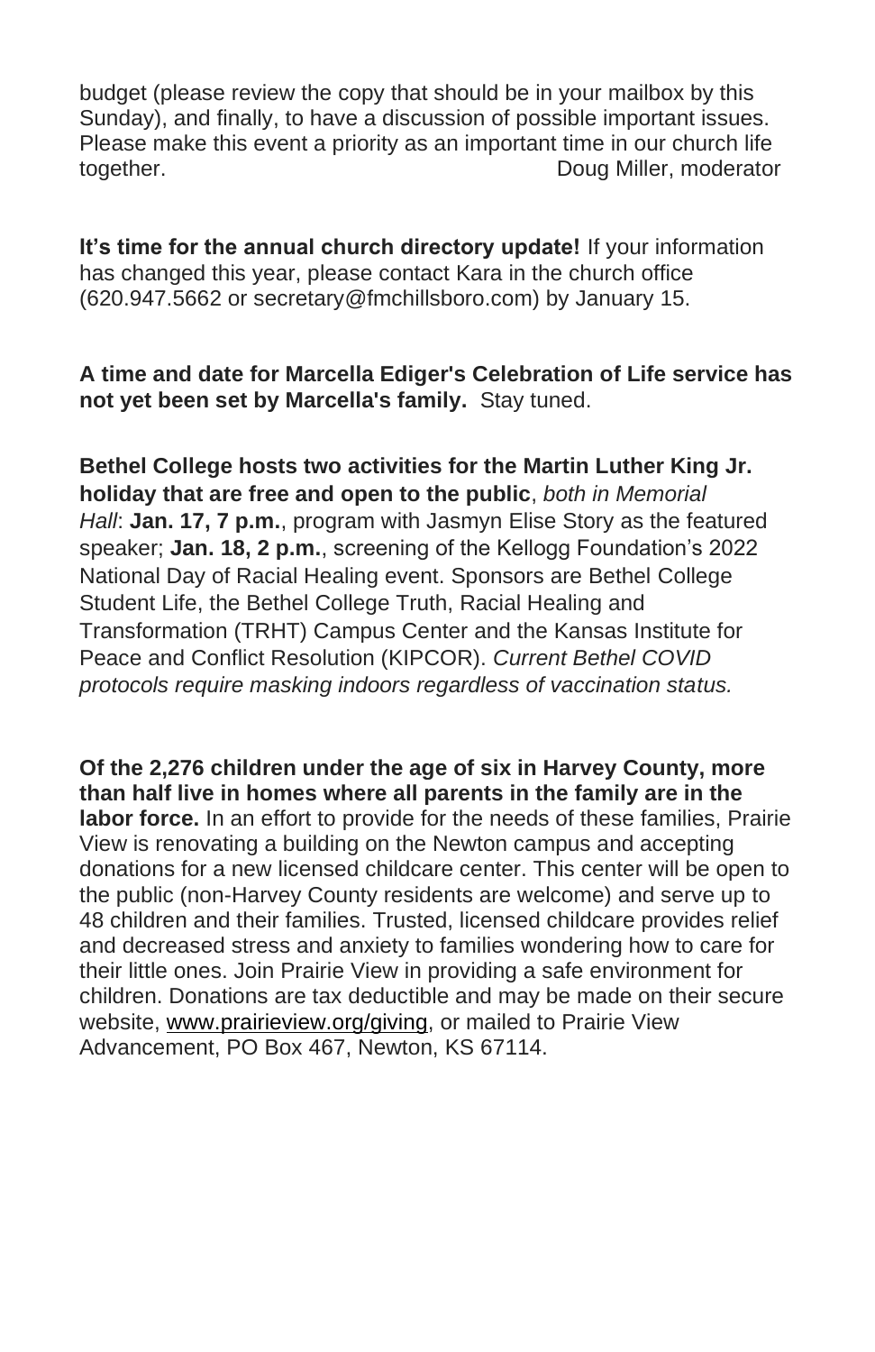budget (please review the copy that should be in your mailbox by this Sunday), and finally, to have a discussion of possible important issues. Please make this event a priority as an important time in our church life together. Doug Miller, moderator

**It's time for the annual church directory update!** If your information has changed this year, please contact Kara in the church office (620.947.5662 or secretary@fmchillsboro.com) by January 15.

**A time and date for Marcella Ediger's Celebration of Life service has not yet been set by Marcella's family.** Stay tuned.

**Bethel College hosts two activities for the Martin Luther King Jr. holiday that are free and open to the public**, *both in Memorial Hall*: **Jan. 17, 7 p.m.**, program with Jasmyn Elise Story as the featured speaker; **Jan. 18, 2 p.m.**, screening of the Kellogg Foundation's 2022 National Day of Racial Healing event. Sponsors are Bethel College Student Life, the Bethel College Truth, Racial Healing and Transformation (TRHT) Campus Center and the Kansas Institute for Peace and Conflict Resolution (KIPCOR). *Current Bethel COVID protocols require masking indoors regardless of vaccination status.*

**Of the 2,276 children under the age of six in Harvey County, more than half live in homes where all parents in the family are in the labor force.** In an effort to provide for the needs of these families, Prairie View is renovating a building on the Newton campus and accepting donations for a new licensed childcare center. This center will be open to the public (non-Harvey County residents are welcome) and serve up to 48 children and their families. Trusted, licensed childcare provides relief and decreased stress and anxiety to families wondering how to care for their little ones. Join Prairie View in providing a safe environment for children. Donations are tax deductible and may be made on their secure website, [www.prairieview.org/giving](www.prairieview.org/giving), or mailed to Prairie View Advancement, PO Box 467, Newton, KS 67114.